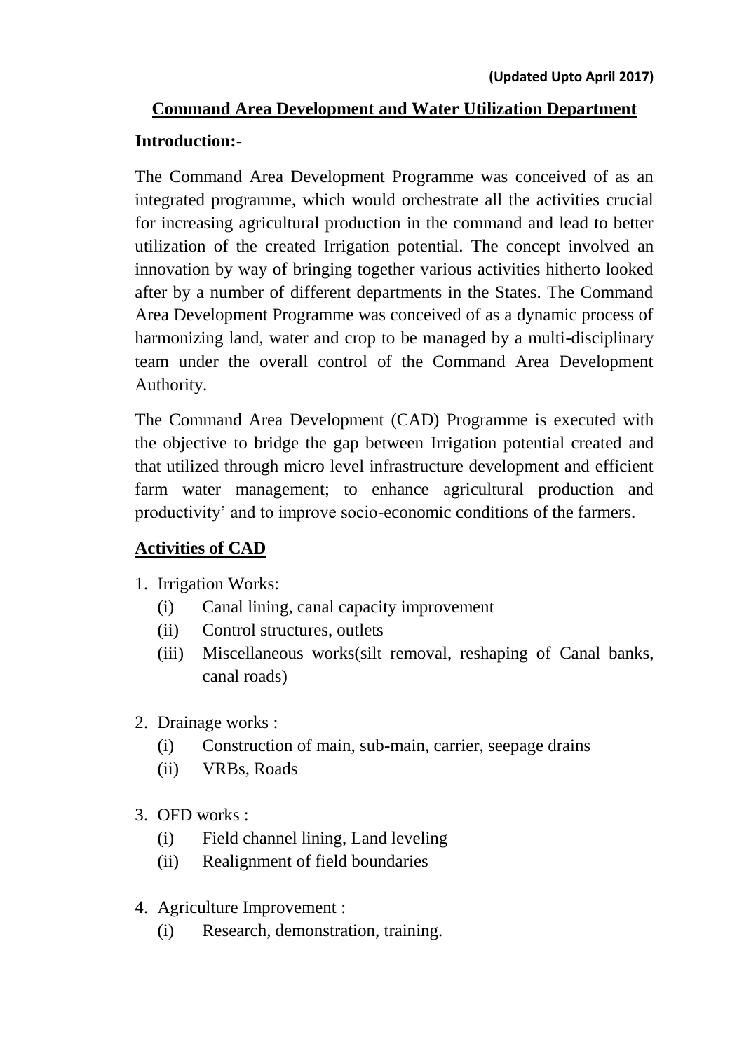**(Updated Upto April 2017)**

## Command Area Development and Water Utilization Department

**Introduction:-**

The Command Area Development Programme was conceived of as an integrated programme, which would orchestrate all the activities crucial for increasing agricultural production in the command and lead to better utilization of the created Irrigation potential. The concept involved an innovation by way of bringing together various activities hitherto looked after by a number of different departments in the States. The Command Area Development Programme was conceived of as a dynamic process of harmonizing land, water and crop to be managed by a multi-disciplinary team under the overall control of the Command Area Development Authority.

The Command Area Development (CAD) Programme is executed with the objective to bridge the gap between Irrigation potential created and that utilized through micro level infrastructure development and efficient farm water management; to enhance agricultural production and productivity' and to improve socio-economic conditions of the farmers.

### Activities of CAD

1. Irrigation Works:
   - (i) Canal lining, canal capacity improvement
   - (ii) Control structures, outlets
   - (iii) Miscellaneous works(silt removal, reshaping of Canal banks, canal roads)

2. Drainage works :
   - (i) Construction of main, sub-main, carrier, seepage drains
   - (ii) VRBs, Roads

3. OFD works :
   - (i) Field channel lining, Land leveling
   - (ii) Realignment of field boundaries

4. Agriculture Improvement :
   - (i) Research, demonstration, training.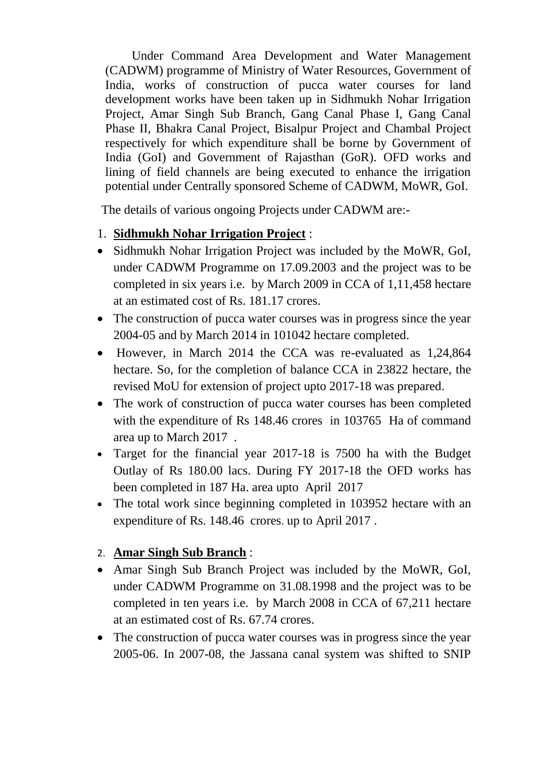Under Command Area Development and Water Management (CADWM) programme of Ministry of Water Resources, Government of India, works of construction of pucca water courses for land development works have been taken up in Sidhmukh Nohar Irrigation Project, Amar Singh Sub Branch, Gang Canal Phase I, Gang Canal Phase II, Bhakra Canal Project, Bisalpur Project and Chambal Project respectively for which expenditure shall be borne by Government of India (GoI) and Government of Rajasthan (GoR). OFD works and lining of field channels are being executed to enhance the irrigation potential under Centrally sponsored Scheme of CADWM, MoWR, GoI.

The details of various ongoing Projects under CADWM are:-

1. **Sidhmukh Nohar Irrigation Project** :

- Sidhmukh Nohar Irrigation Project was included by the MoWR, GoI, under CADWM Programme on 17.09.2003 and the project was to be completed in six years i.e. by March 2009 in CCA of 1,11,458 hectare at an estimated cost of Rs. 181.17 crores.
- The construction of pucca water courses was in progress since the year 2004-05 and by March 2014 in 101042 hectare completed.
- However, in March 2014 the CCA was re-evaluated as 1,24,864 hectare. So, for the completion of balance CCA in 23822 hectare, the revised MoU for extension of project upto 2017-18 was prepared.
- The work of construction of pucca water courses has been completed with the expenditure of Rs 148.46 crores in 103765 Ha of command area up to March 2017 .
- Target for the financial year 2017-18 is 7500 ha with the Budget Outlay of Rs 180.00 lacs. During FY 2017-18 the OFD works has been completed in 187 Ha. area upto April 2017
- The total work since beginning completed in 103952 hectare with an expenditure of Rs. 148.46 crores. up to April 2017 .

2. **Amar Singh Sub Branch** :

- Amar Singh Sub Branch Project was included by the MoWR, GoI, under CADWM Programme on 31.08.1998 and the project was to be completed in ten years i.e. by March 2008 in CCA of 67,211 hectare at an estimated cost of Rs. 67.74 crores.
- The construction of pucca water courses was in progress since the year 2005-06. In 2007-08, the Jassana canal system was shifted to SNIP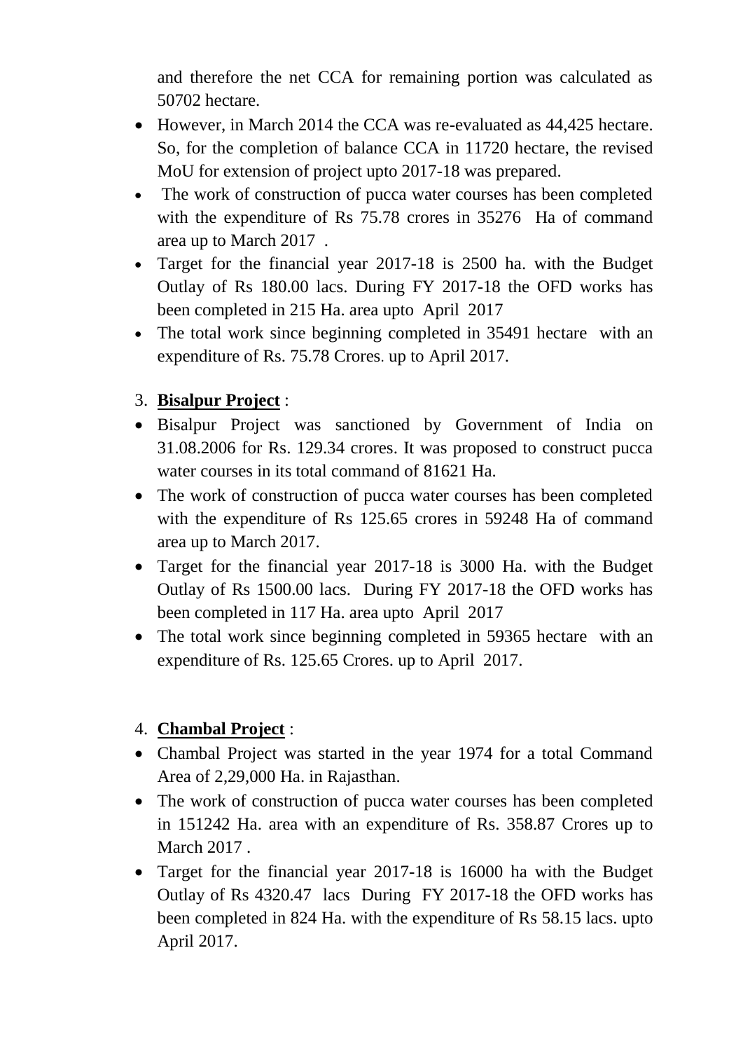and therefore the net CCA for remaining portion was calculated as 50702 hectare.

- However, in March 2014 the CCA was re-evaluated as 44,425 hectare. So, for the completion of balance CCA in 11720 hectare, the revised MoU for extension of project upto 2017-18 was prepared.
- The work of construction of pucca water courses has been completed with the expenditure of Rs 75.78 crores in 35276 Ha of command area up to March 2017 .
- Target for the financial year 2017-18 is 2500 ha. with the Budget Outlay of Rs 180.00 lacs. During FY 2017-18 the OFD works has been completed in 215 Ha. area upto April 2017
- The total work since beginning completed in 35491 hectare with an expenditure of Rs. 75.78 Crores. up to April 2017.

3. **Bisalpur Project** :

- Bisalpur Project was sanctioned by Government of India on 31.08.2006 for Rs. 129.34 crores. It was proposed to construct pucca water courses in its total command of 81621 Ha.
- The work of construction of pucca water courses has been completed with the expenditure of Rs 125.65 crores in 59248 Ha of command area up to March 2017.
- Target for the financial year 2017-18 is 3000 Ha. with the Budget Outlay of Rs 1500.00 lacs. During FY 2017-18 the OFD works has been completed in 117 Ha. area upto April 2017
- The total work since beginning completed in 59365 hectare with an expenditure of Rs. 125.65 Crores. up to April 2017.

4. **Chambal Project** :

- Chambal Project was started in the year 1974 for a total Command Area of 2,29,000 Ha. in Rajasthan.
- The work of construction of pucca water courses has been completed in 151242 Ha. area with an expenditure of Rs. 358.87 Crores up to March 2017 .
- Target for the financial year 2017-18 is 16000 ha with the Budget Outlay of Rs 4320.47 lacs During FY 2017-18 the OFD works has been completed in 824 Ha. with the expenditure of Rs 58.15 lacs. upto April 2017.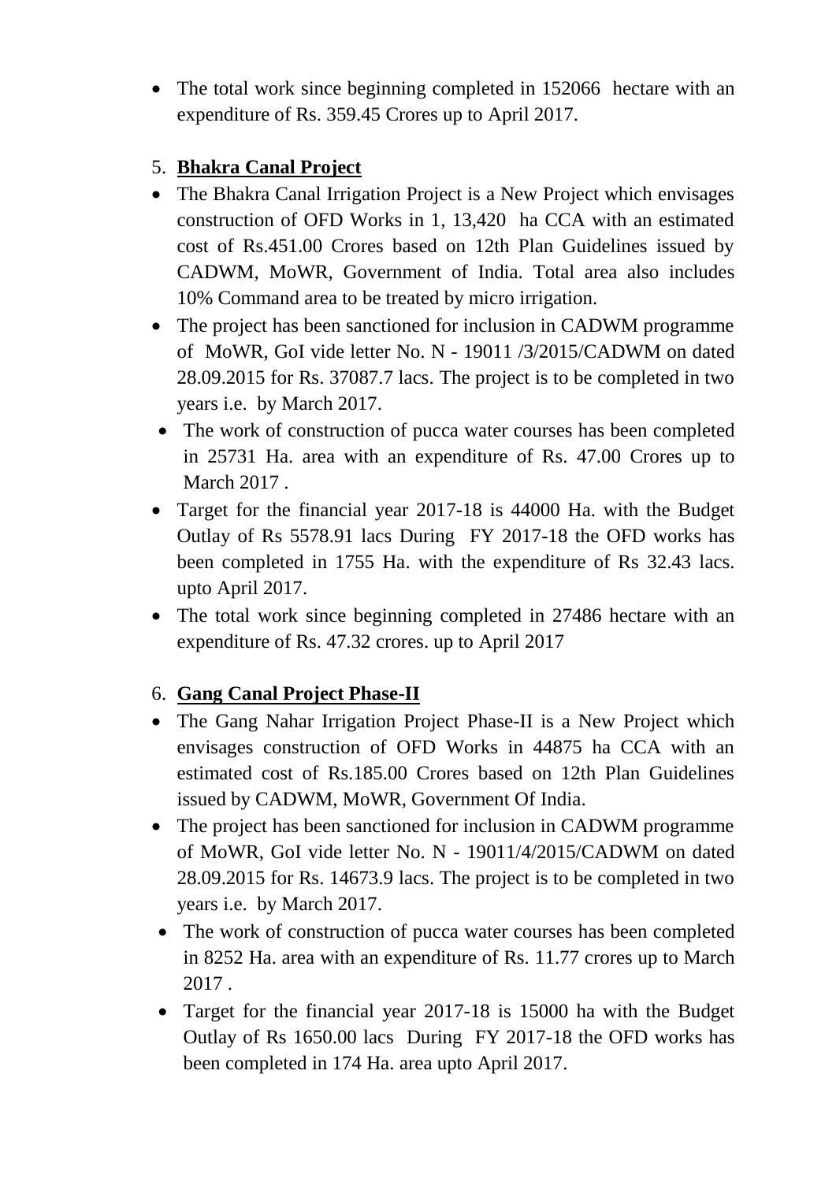- The total work since beginning completed in 152066 hectare with an expenditure of Rs. 359.45 Crores up to April 2017.

5. **Bhakra Canal Project**

- The Bhakra Canal Irrigation Project is a New Project which envisages construction of OFD Works in 1, 13,420 ha CCA with an estimated cost of Rs.451.00 Crores based on 12th Plan Guidelines issued by CADWM, MoWR, Government of India. Total area also includes 10% Command area to be treated by micro irrigation.
- The project has been sanctioned for inclusion in CADWM programme of MoWR, GoI vide letter No. N - 19011 /3/2015/CADWM on dated 28.09.2015 for Rs. 37087.7 lacs. The project is to be completed in two years i.e. by March 2017.
- The work of construction of pucca water courses has been completed in 25731 Ha. area with an expenditure of Rs. 47.00 Crores up to March 2017 .
- Target for the financial year 2017-18 is 44000 Ha. with the Budget Outlay of Rs 5578.91 lacs During FY 2017-18 the OFD works has been completed in 1755 Ha. with the expenditure of Rs 32.43 lacs. upto April 2017.
- The total work since beginning completed in 27486 hectare with an expenditure of Rs. 47.32 crores. up to April 2017

6. **Gang Canal Project Phase-II**

- The Gang Nahar Irrigation Project Phase-II is a New Project which envisages construction of OFD Works in 44875 ha CCA with an estimated cost of Rs.185.00 Crores based on 12th Plan Guidelines issued by CADWM, MoWR, Government Of India.
- The project has been sanctioned for inclusion in CADWM programme of MoWR, GoI vide letter No. N - 19011/4/2015/CADWM on dated 28.09.2015 for Rs. 14673.9 lacs. The project is to be completed in two years i.e. by March 2017.
- The work of construction of pucca water courses has been completed in 8252 Ha. area with an expenditure of Rs. 11.77 crores up to March 2017 .
- Target for the financial year 2017-18 is 15000 ha with the Budget Outlay of Rs 1650.00 lacs During FY 2017-18 the OFD works has been completed in 174 Ha. area upto April 2017.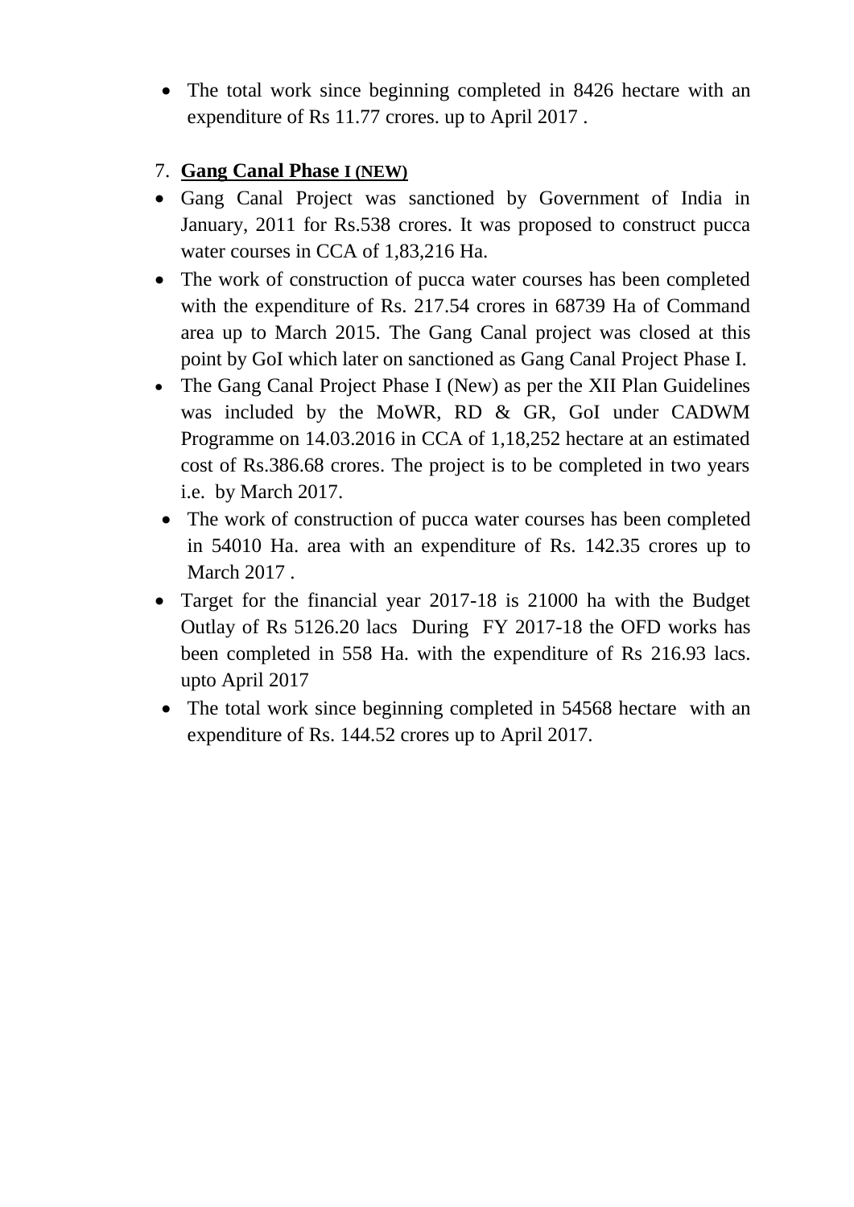- The total work since beginning completed in 8426 hectare with an expenditure of Rs 11.77 crores. up to April 2017 .

7. **Gang Canal Phase I (NEW)**

- Gang Canal Project was sanctioned by Government of India in January, 2011 for Rs.538 crores. It was proposed to construct pucca water courses in CCA of 1,83,216 Ha.
- The work of construction of pucca water courses has been completed with the expenditure of Rs. 217.54 crores in 68739 Ha of Command area up to March 2015. The Gang Canal project was closed at this point by GoI which later on sanctioned as Gang Canal Project Phase I.
- The Gang Canal Project Phase I (New) as per the XII Plan Guidelines was included by the MoWR, RD & GR, GoI under CADWM Programme on 14.03.2016 in CCA of 1,18,252 hectare at an estimated cost of Rs.386.68 crores. The project is to be completed in two years i.e. by March 2017.
- The work of construction of pucca water courses has been completed in 54010 Ha. area with an expenditure of Rs. 142.35 crores up to March 2017 .
- Target for the financial year 2017-18 is 21000 ha with the Budget Outlay of Rs 5126.20 lacs During FY 2017-18 the OFD works has been completed in 558 Ha. with the expenditure of Rs 216.93 lacs. upto April 2017
- The total work since beginning completed in 54568 hectare with an expenditure of Rs. 144.52 crores up to April 2017.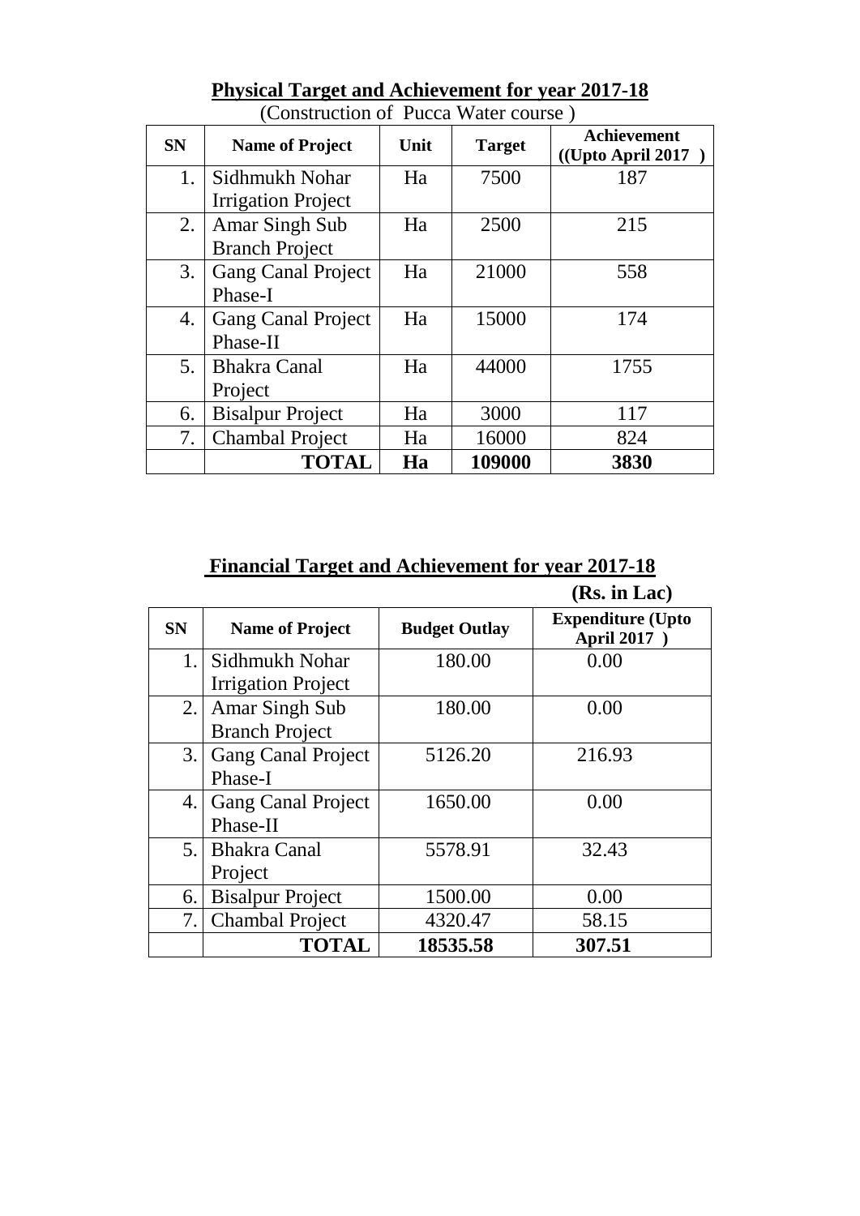**Physical Target and Achievement for year 2017-18**

(Construction of Pucca Water course )

| SN | Name of Project | Unit | Target | Achievement ((Upto April 2017 ) |
|---|---|---|---|---|
| 1. | Sidhmukh Nohar Irrigation Project | Ha | 7500 | 187 |
| 2. | Amar Singh Sub Branch Project | Ha | 2500 | 215 |
| 3. | Gang Canal Project Phase-I | Ha | 21000 | 558 |
| 4. | Gang Canal Project Phase-II | Ha | 15000 | 174 |
| 5. | Bhakra Canal Project | Ha | 44000 | 1755 |
| 6. | Bisalpur Project | Ha | 3000 | 117 |
| 7. | Chambal Project | Ha | 16000 | 824 |
| | **TOTAL** | **Ha** | **109000** | **3830** |

**Financial Target and Achievement for year 2017-18**

**(Rs. in Lac)**

| SN | Name of Project | Budget Outlay | Expenditure (Upto April 2017 ) |
|---|---|---|---|
| 1. | Sidhmukh Nohar Irrigation Project | 180.00 | 0.00 |
| 2. | Amar Singh Sub Branch Project | 180.00 | 0.00 |
| 3. | Gang Canal Project Phase-I | 5126.20 | 216.93 |
| 4. | Gang Canal Project Phase-II | 1650.00 | 0.00 |
| 5. | Bhakra Canal Project | 5578.91 | 32.43 |
| 6. | Bisalpur Project | 1500.00 | 0.00 |
| 7. | Chambal Project | 4320.47 | 58.15 |
| | **TOTAL** | **18535.58** | **307.51** |